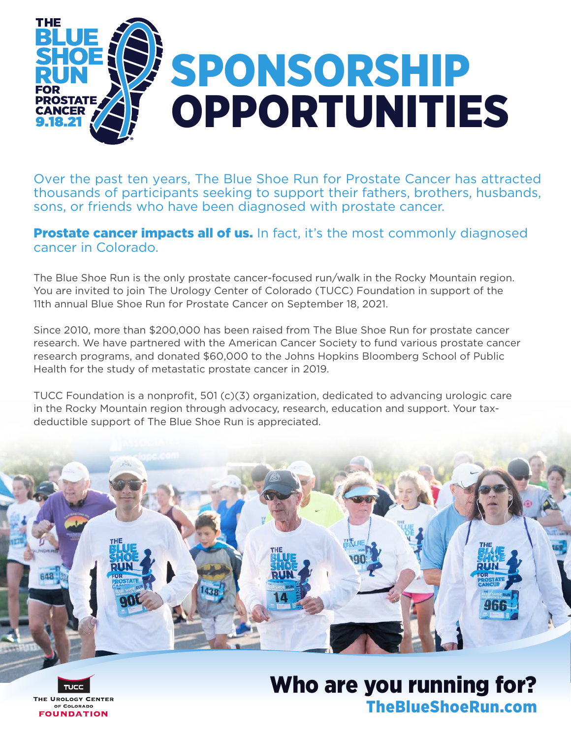THE BLUE SHOE RUN FOR PROSTATE CANCER 9.18.21

# SPONSORSHIP OPPORTUNITIES

Over the past ten years, The Blue Shoe Run for Prostate Cancer has attracted thousands of participants seeking to support their fathers, brothers, husbands, sons, or friends who have been diagnosed with prostate cancer.

**Prostate cancer impacts all of us.** In fact, it's the most commonly diagnosed cancer in Colorado.

The Blue Shoe Run is the only prostate cancer-focused run/walk in the Rocky Mountain region. You are invited to join The Urology Center of Colorado (TUCC) Foundation in support of the 11th annual Blue Shoe Run for Prostate Cancer on September 18, 2021.

Since 2010, more than $200,000 has been raised from The Blue Shoe Run for prostate cancer research. We have partnered with the American Cancer Society to fund various prostate cancer research programs, and donated $60,000 to the Johns Hopkins Bloomberg School of Public Health for the study of metastatic prostate cancer in 2019.

TUCC Foundation is a nonprofit, 501 (c)(3) organization, dedicated to advancing urologic care in the Rocky Mountain region through advocacy, research, education and support. Your tax-deductible support of The Blue Shoe Run is appreciated.

TUCC The Urology Center of Colorado Foundation

## Who are you running for?

**TheBlueShoeRun.com**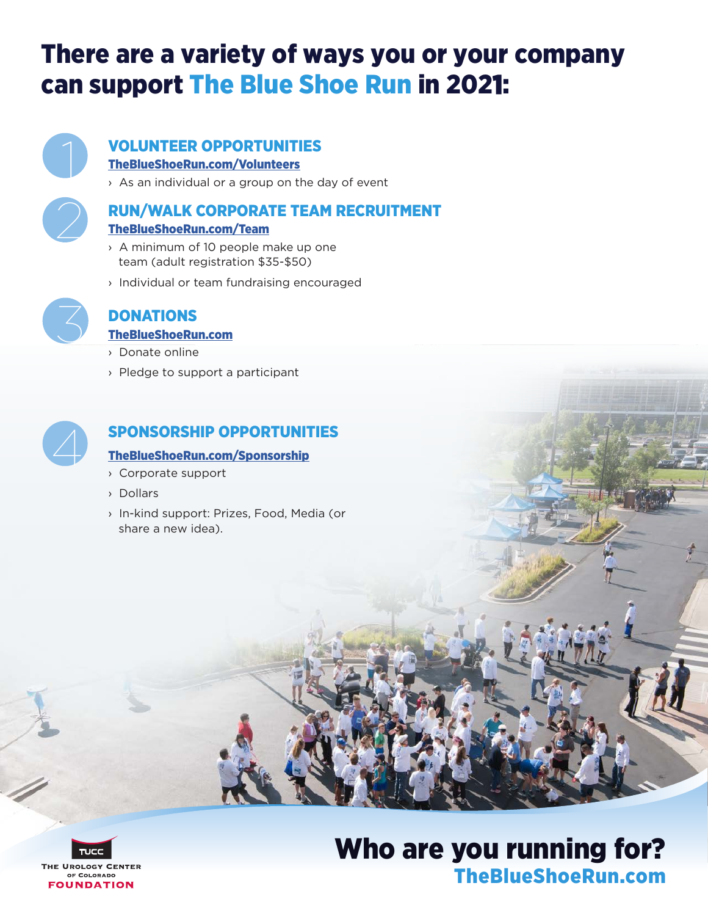# There are a variety of ways you or your company can support The Blue Shoe Run in 2021:

## 1 VOLUNTEER OPPORTUNITIES

TheBlueShoeRun.com/Volunteers

- As an individual or a group on the day of event

## 2 RUN/WALK CORPORATE TEAM RECRUITMENT

TheBlueShoeRun.com/Team

- A minimum of 10 people make up one team (adult registration $35-$50)
- Individual or team fundraising encouraged

## 3 DONATIONS

TheBlueShoeRun.com

- Donate online
- Pledge to support a participant

## 4 SPONSORSHIP OPPORTUNITIES

TheBlueShoeRun.com/Sponsorship

- Corporate support
- Dollars
- In-kind support: Prizes, Food, Media (or share a new idea).

TUCC
The Urology Center of Colorado
FOUNDATION

## Who are you running for?

TheBlueShoeRun.com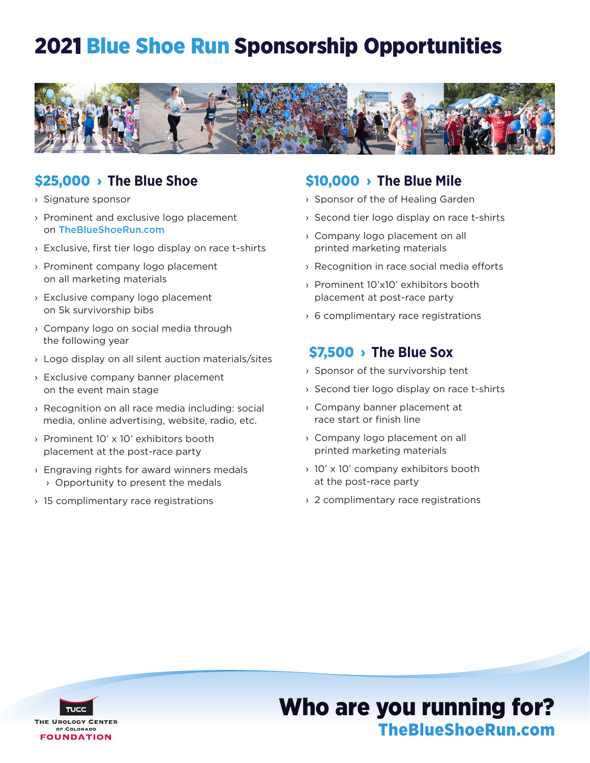# 2021 Blue Shoe Run Sponsorship Opportunities

## $25,000 › The Blue Shoe

- Signature sponsor
- Prominent and exclusive logo placement on TheBlueShoeRun.com
- Exclusive, first tier logo display on race t-shirts
- Prominent company logo placement on all marketing materials
- Exclusive company logo placement on 5k survivorship bibs
- Company logo on social media through the following year
- Logo display on all silent auction materials/sites
- Exclusive company banner placement on the event main stage
- Recognition on all race media including: social media, online advertising, website, radio, etc.
- Prominent 10' x 10' exhibitors booth placement at the post-race party
- Engraving rights for award winners medals
  - Opportunity to present the medals
- 15 complimentary race registrations

## $10,000 › The Blue Mile

- Sponsor of the of Healing Garden
- Second tier logo display on race t-shirts
- Company logo placement on all printed marketing materials
- Recognition in race social media efforts
- Prominent 10'x10' exhibitors booth placement at post-race party
- 6 complimentary race registrations

## $7,500 › The Blue Sox

- Sponsor of the survivorship tent
- Second tier logo display on race t-shirts
- Company banner placement at race start or finish line
- Company logo placement on all printed marketing materials
- 10' x 10' company exhibitors booth at the post-race party
- 2 complimentary race registrations

TUCC
THE UROLOGY CENTER OF COLORADO
FOUNDATION

**Who are you running for?**
**TheBlueShoeRun.com**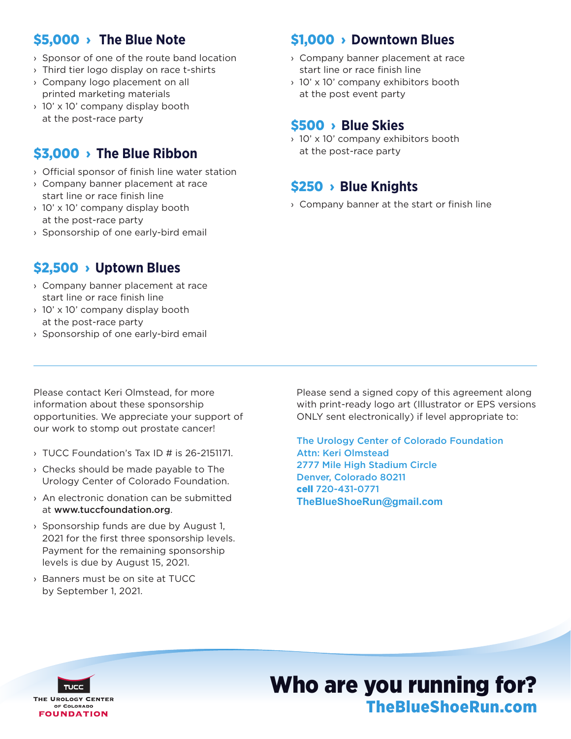## $5,000 › The Blue Note

- Sponsor of one of the route band location
- Third tier logo display on race t-shirts
- Company logo placement on all printed marketing materials
- 10' x 10' company display booth at the post-race party

## $3,000 › The Blue Ribbon

- Official sponsor of finish line water station
- Company banner placement at race start line or race finish line
- 10' x 10' company display booth at the post-race party
- Sponsorship of one early-bird email

## $2,500 › Uptown Blues

- Company banner placement at race start line or race finish line
- 10' x 10' company display booth at the post-race party
- Sponsorship of one early-bird email

## $1,000 › Downtown Blues

- Company banner placement at race start line or race finish line
- 10' x 10' company exhibitors booth at the post event party

## $500 › Blue Skies

- 10' x 10' company exhibitors booth at the post-race party

## $250 › Blue Knights

- Company banner at the start or finish line

---

Please contact Keri Olmstead, for more information about these sponsorship opportunities. We appreciate your support of our work to stomp out prostate cancer!

- TUCC Foundation's Tax ID # is 26-2151171.
- Checks should be made payable to The Urology Center of Colorado Foundation.
- An electronic donation can be submitted at **www.tuccfoundation.org**.
- Sponsorship funds are due by August 1, 2021 for the first three sponsorship levels. Payment for the remaining sponsorship levels is due by August 15, 2021.
- Banners must be on site at TUCC by September 1, 2021.

Please send a signed copy of this agreement along with print-ready logo art (Illustrator or EPS versions ONLY sent electronically) if level appropriate to:

**The Urology Center of Colorado Foundation**
**Attn: Keri Olmstead**
**2777 Mile High Stadium Circle**
**Denver, Colorado 80211**
**cell 720-431-0771**
**TheBlueShoeRun@gmail.com**

TUCC
The Urology Center of Colorado Foundation

# Who are you running for?

**TheBlueShoeRun.com**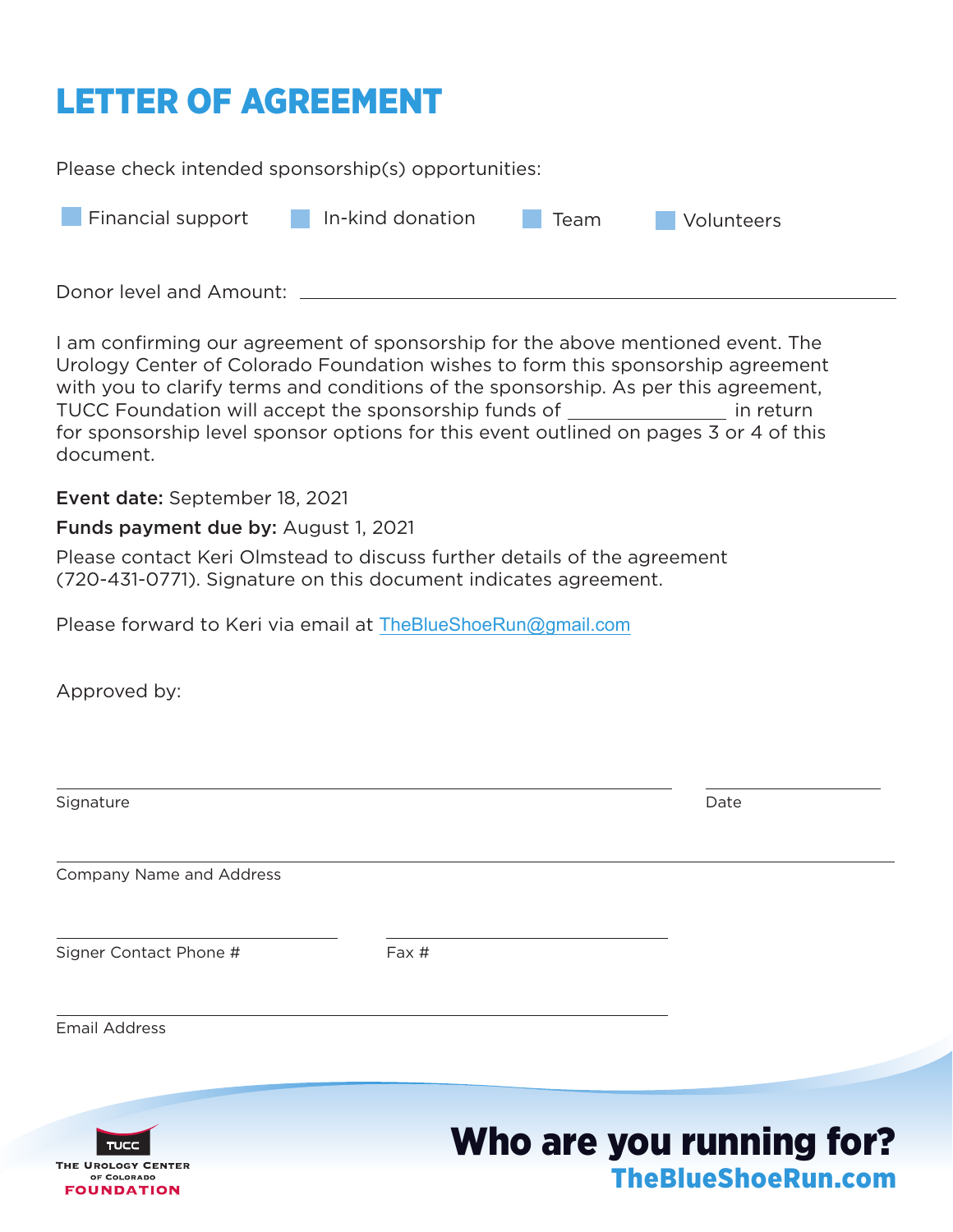# LETTER OF AGREEMENT

Please check intended sponsorship(s) opportunities:

- ☐ Financial support
- ☐ In-kind donation
- ☐ Team
- ☐ Volunteers

Donor level and Amount: ______________________________

I am confirming our agreement of sponsorship for the above mentioned event. The Urology Center of Colorado Foundation wishes to form this sponsorship agreement with you to clarify terms and conditions of the sponsorship. As per this agreement, TUCC Foundation will accept the sponsorship funds of ______________ in return for sponsorship level sponsor options for this event outlined on pages 3 or 4 of this document.

**Event date:** September 18, 2021

**Funds payment due by:** August 1, 2021

Please contact Keri Olmstead to discuss further details of the agreement (720-431-0771). Signature on this document indicates agreement.

Please forward to Keri via email at TheBlueShoeRun@gmail.com

Approved by:

______________________________ ______________
Signature Date

______________________________
Company Name and Address

______________________________ ______________________________
Signer Contact Phone # Fax #

______________________________
Email Address

TUCC
The Urology Center of Colorado Foundation

**Who are you running for?**
**TheBlueShoeRun.com**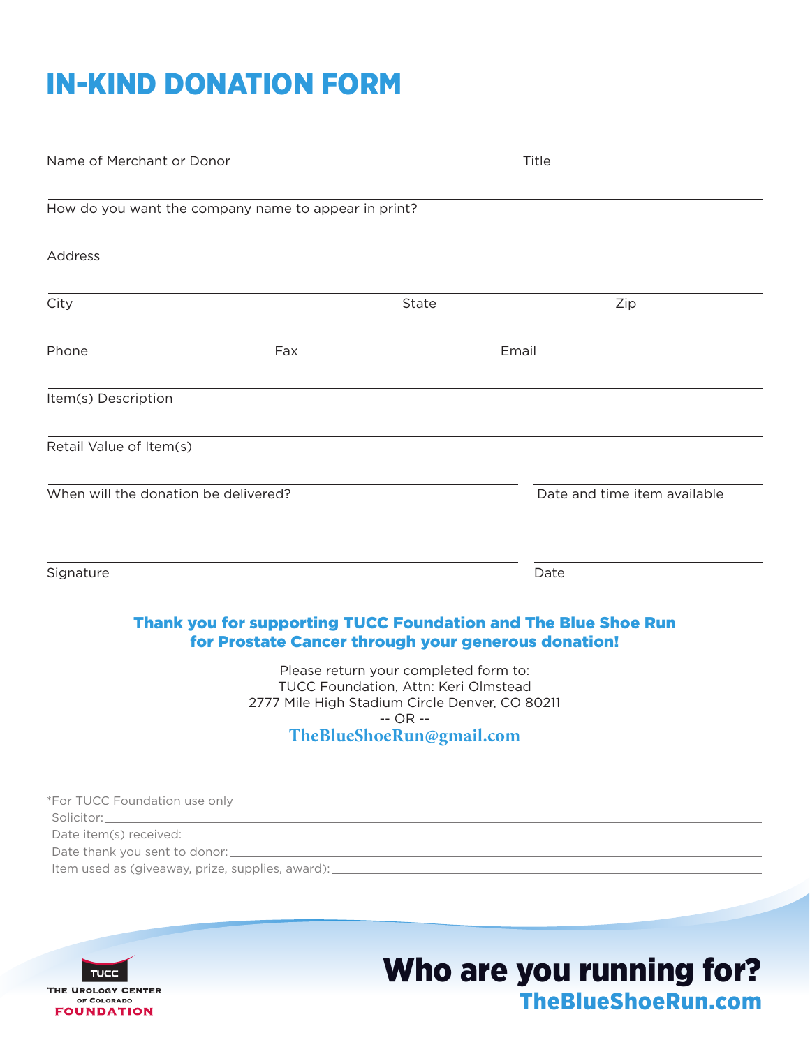# IN-KIND DONATION FORM

Name of Merchant or Donor ______________________ Title ______________________

How do you want the company name to appear in print? ______________________

Address ______________________

City ______________________ State ______________________ Zip ______________________

Phone ______________________ Fax ______________________ Email ______________________

Item(s) Description ______________________

Retail Value of Item(s) ______________________

When will the donation be delivered? ______________________ Date and time item available ______________________

Signature ______________________ Date ______________________

**Thank you for supporting TUCC Foundation and The Blue Shoe Run for Prostate Cancer through your generous donation!**

Please return your completed form to:
TUCC Foundation, Attn: Keri Olmstead
2777 Mile High Stadium Circle Denver, CO 80211
-- OR --
**TheBlueShoeRun@gmail.com**

---

*For TUCC Foundation use only
Solicitor: ______________________
Date item(s) received: ______________________
Date thank you sent to donor: ______________________
Item used as (giveaway, prize, supplies, award): ______________________

TUCC
The Urology Center of Colorado
FOUNDATION

**Who are you running for?**
**TheBlueShoeRun.com**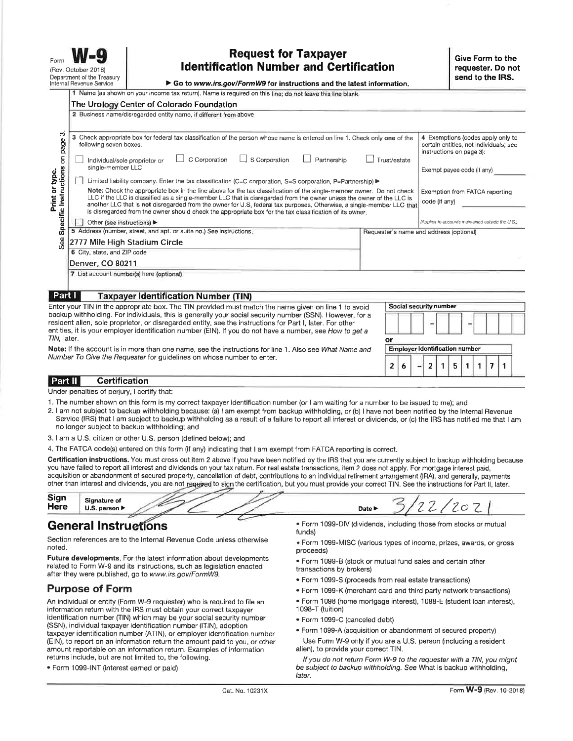Form **W-9**
(Rev. October 2018)
Department of the Treasury
Internal Revenue Service

# Request for Taxpayer Identification Number and Certification

▶ Go to *www.irs.gov/FormW9* for instructions and the latest information.

**Give Form to the requester. Do not send to the IRS.**

Print or type. See Specific Instructions on page 3.

1 Name (as shown on your income tax return). Name is required on this line; do not leave this line blank.

The Urology Center of Colorado Foundation

2 Business name/disregarded entity name, if different from above

3 Check appropriate box for federal tax classification of the person whose name is entered on line 1. Check only **one** of the following seven boxes.

☐ Individual/sole proprietor or single-member LLC ☐ C Corporation ☐ S Corporation ☐ Partnership ☐ Trust/estate

☐ Limited liability company. Enter the tax classification (C=C corporation, S=S corporation, P=Partnership) ▶

**Note:** Check the appropriate box in the line above for the tax classification of the single-member owner. Do not check LLC if the LLC is classified as a single-member LLC that is disregarded from the owner unless the owner of the LLC is another LLC that is **not** disregarded from the owner for U.S. federal tax purposes. Otherwise, a single-member LLC that is disregarded from the owner should check the appropriate box for the tax classification of its owner.

☐ Other (see instructions) ▶

4 Exemptions (codes apply only to certain entities, not individuals; see instructions on page 3):

Exempt payee code (if any)

Exemption from FATCA reporting code (if any)

*(Applies to accounts maintained outside the U.S.)*

5 Address (number, street, and apt. or suite no.) See instructions.

2777 Mile High Stadium Circle

6 City, state, and ZIP code

Denver, CO 80211

Requester's name and address (optional)

7 List account number(s) here (optional)

## Part I Taxpayer Identification Number (TIN)

Enter your TIN in the appropriate box. The TIN provided must match the name given on line 1 to avoid backup withholding. For individuals, this is generally your social security number (SSN). However, for a resident alien, sole proprietor, or disregarded entity, see the instructions for Part I, later. For other entities, it is your employer identification number (EIN). If you do not have a number, see *How to get a TIN,* later.

**Note:** If the account is in more than one name, see the instructions for line 1. Also see *What Name and Number To Give the Requester* for guidelines on whose number to enter.

Social security number

or

Employer identification number

26 – 2151171

## Part II Certification

Under penalties of perjury, I certify that:

1. The number shown on this form is my correct taxpayer identification number (or I am waiting for a number to be issued to me); and
2. I am not subject to backup withholding because: (a) I am exempt from backup withholding, or (b) I have not been notified by the Internal Revenue Service (IRS) that I am subject to backup withholding as a result of a failure to report all interest or dividends, or (c) the IRS has notified me that I am no longer subject to backup withholding; and
3. I am a U.S. citizen or other U.S. person (defined below); and
4. The FATCA code(s) entered on this form (if any) indicating that I am exempt from FATCA reporting is correct.

**Certification instructions.** You must cross out item 2 above if you have been notified by the IRS that you are currently subject to backup withholding because you have failed to report all interest and dividends on your tax return. For real estate transactions, item 2 does not apply. For mortgage interest paid, acquisition or abandonment of secured property, cancellation of debt, contributions to an individual retirement arrangement (IRA), and generally, payments other than interest and dividends, you are not required to sign the certification, but you must provide your correct TIN. See the instructions for Part II, later.

**Sign Here** Signature of U.S. person ▶ [signature] Date ▶ 3/22/2021

# General Instructions

Section references are to the Internal Revenue Code unless otherwise noted.

**Future developments.** For the latest information about developments related to Form W-9 and its instructions, such as legislation enacted after they were published, go to *www.irs.gov/FormW9.*

## Purpose of Form

An individual or entity (Form W-9 requester) who is required to file an information return with the IRS must obtain your correct taxpayer identification number (TIN) which may be your social security number (SSN), individual taxpayer identification number (ITIN), adoption taxpayer identification number (ATIN), or employer identification number (EIN), to report on an information return the amount paid to you, or other amount reportable on an information return. Examples of information returns include, but are not limited to, the following.

- Form 1099-INT (interest earned or paid)
- Form 1099-DIV (dividends, including those from stocks or mutual funds)
- Form 1099-MISC (various types of income, prizes, awards, or gross proceeds)
- Form 1099-B (stock or mutual fund sales and certain other transactions by brokers)
- Form 1099-S (proceeds from real estate transactions)
- Form 1099-K (merchant card and third party network transactions)
- Form 1098 (home mortgage interest), 1098-E (student loan interest), 1098-T (tuition)
- Form 1099-C (canceled debt)
- Form 1099-A (acquisition or abandonment of secured property)

Use Form W-9 only if you are a U.S. person (including a resident alien), to provide your correct TIN.

*If you do not return Form W-9 to the requester with a TIN, you might be subject to backup withholding. See* What is backup withholding, *later.*

Cat. No. 10231X Form **W-9** (Rev. 10-2018)